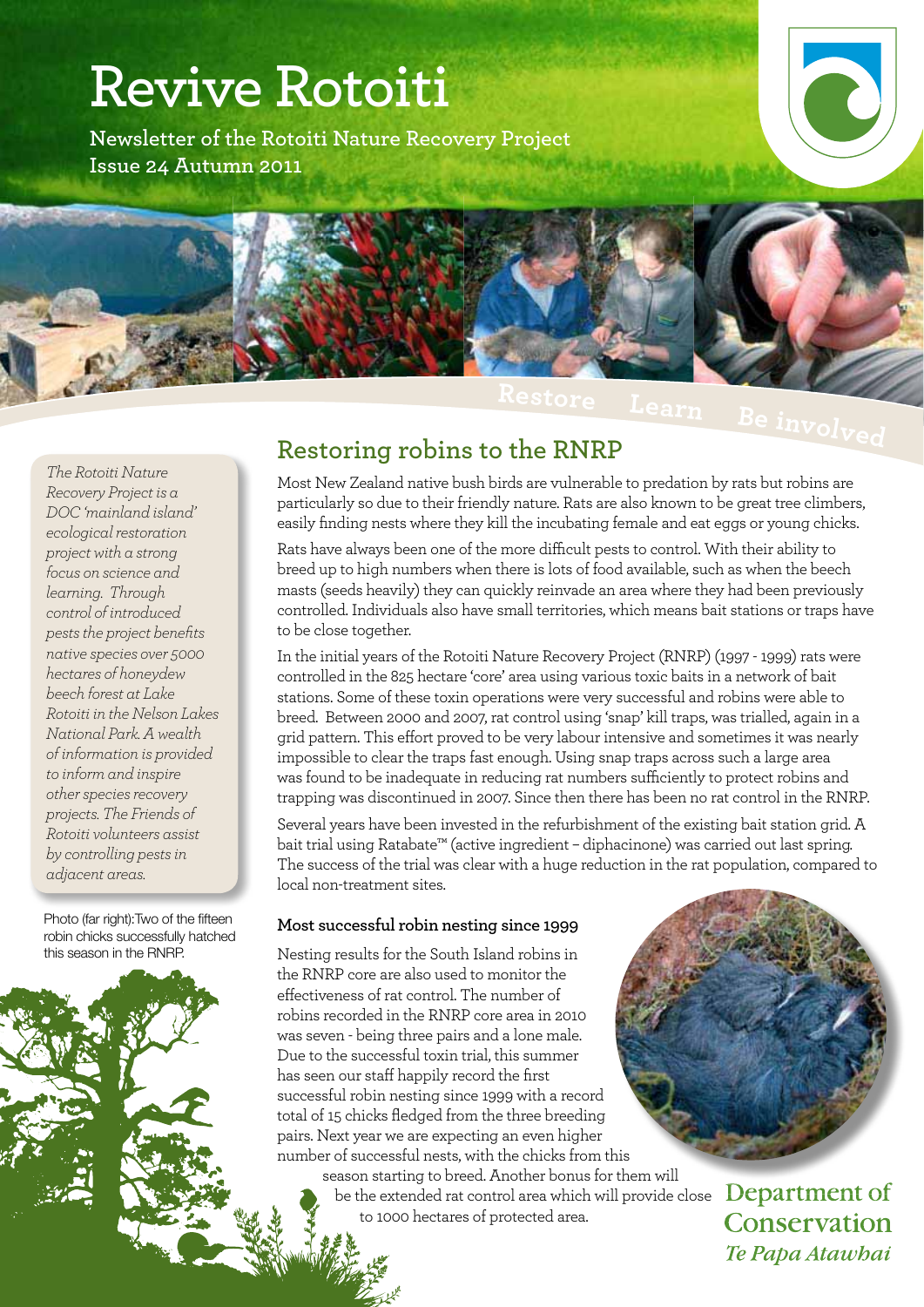# Revive Rotoiti

**Newsletter of the Rotoiti Nature Recovery Project**
**Issue 24 Autumn 2011**

Restore Learn Be involved

*The Rotoiti Nature Recovery Project is a DOC 'mainland island' ecological restoration project with a strong focus on science and learning. Through control of introduced pests the project benefits native species over 5000 hectares of honeydew beech forest at Lake Rotoiti in the Nelson Lakes National Park. A wealth of information is provided to inform and inspire other species recovery projects. The Friends of Rotoiti volunteers assist by controlling pests in adjacent areas.*

Photo (far right): Two of the fifteen robin chicks successfully hatched this season in the RNRP.

## Restoring robins to the RNRP

Most New Zealand native bush birds are vulnerable to predation by rats but robins are particularly so due to their friendly nature. Rats are also known to be great tree climbers, easily finding nests where they kill the incubating female and eat eggs or young chicks.

Rats have always been one of the more difficult pests to control. With their ability to breed up to high numbers when there is lots of food available, such as when the beech masts (seeds heavily) they can quickly reinvade an area where they had been previously controlled. Individuals also have small territories, which means bait stations or traps have to be close together.

In the initial years of the Rotoiti Nature Recovery Project (RNRP) (1997 - 1999) rats were controlled in the 825 hectare 'core' area using various toxic baits in a network of bait stations. Some of these toxin operations were very successful and robins were able to breed. Between 2000 and 2007, rat control using 'snap' kill traps, was trialled, again in a grid pattern. This effort proved to be very labour intensive and sometimes it was nearly impossible to clear the traps fast enough. Using snap traps across such a large area was found to be inadequate in reducing rat numbers sufficiently to protect robins and trapping was discontinued in 2007. Since then there has been no rat control in the RNRP.

Several years have been invested in the refurbishment of the existing bait station grid. A bait trial using Ratabate™ (active ingredient – diphacinone) was carried out last spring. The success of the trial was clear with a huge reduction in the rat population, compared to local non-treatment sites.

### Most successful robin nesting since 1999

Nesting results for the South Island robins in the RNRP core are also used to monitor the effectiveness of rat control. The number of robins recorded in the RNRP core area in 2010 was seven - being three pairs and a lone male. Due to the successful toxin trial, this summer has seen our staff happily record the first successful robin nesting since 1999 with a record total of 15 chicks fledged from the three breeding pairs. Next year we are expecting an even higher number of successful nests, with the chicks from this season starting to breed. Another bonus for them will be the extended rat control area which will provide close to 1000 hectares of protected area.

**Department of Conservation**
*Te Papa Atawhai*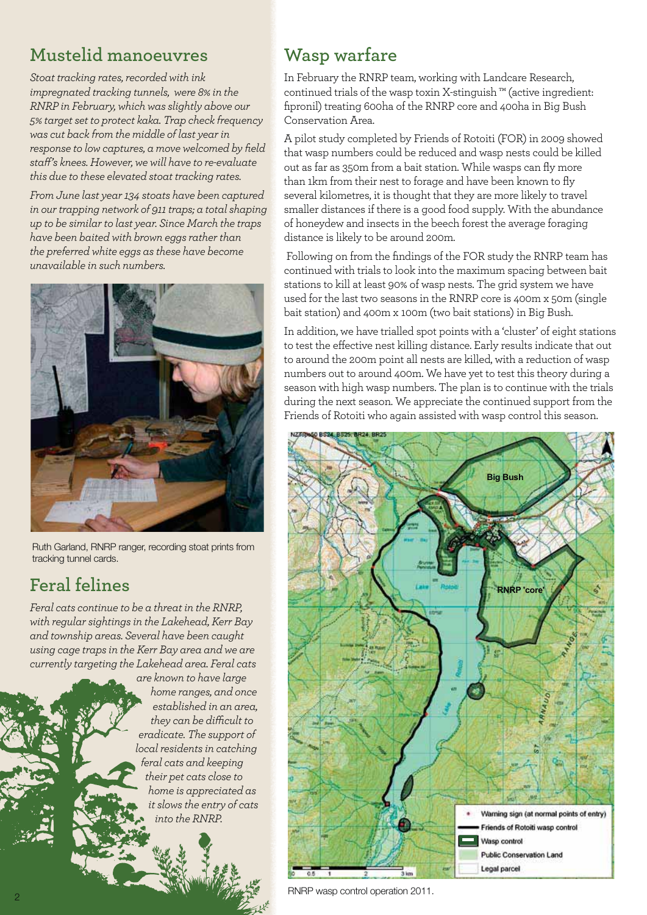## Mustelid manoeuvres

*Stoat tracking rates, recorded with ink impregnated tracking tunnels, were 8% in the RNRP in February, which was slightly above our 5% target set to protect kaka. Trap check frequency was cut back from the middle of last year in response to low captures, a move welcomed by field staff's knees. However, we will have to re-evaluate this due to these elevated stoat tracking rates.*

*From June last year 134 stoats have been captured in our trapping network of 911 traps; a total shaping up to be similar to last year. Since March the traps have been baited with brown eggs rather than the preferred white eggs as these have become unavailable in such numbers.*

Ruth Garland, RNRP ranger, recording stoat prints from tracking tunnel cards.

## Feral felines

*Feral cats continue to be a threat in the RNRP, with regular sightings in the Lakehead, Kerr Bay and township areas. Several have been caught using cage traps in the Kerr Bay area and we are currently targeting the Lakehead area. Feral cats are known to have large home ranges, and once established in an area, they can be difficult to eradicate. The support of local residents in catching feral cats and keeping their pet cats close to home is appreciated as it slows the entry of cats into the RNRP.*

## Wasp warfare

In February the RNRP team, working with Landcare Research, continued trials of the wasp toxin X-stinguish™ (active ingredient: fipronil) treating 600ha of the RNRP core and 400ha in Big Bush Conservation Area.

A pilot study completed by Friends of Rotoiti (FOR) in 2009 showed that wasp numbers could be reduced and wasp nests could be killed out as far as 350m from a bait station. While wasps can fly more than 1km from their nest to forage and have been known to fly several kilometres, it is thought that they are more likely to travel smaller distances if there is a good food supply. With the abundance of honeydew and insects in the beech forest the average foraging distance is likely to be around 200m.

Following on from the findings of the FOR study the RNRP team has continued with trials to look into the maximum spacing between bait stations to kill at least 90% of wasp nests. The grid system we have used for the last two seasons in the RNRP core is 400m x 50m (single bait station) and 400m x 100m (two bait stations) in Big Bush.

In addition, we have trialled spot points with a 'cluster' of eight stations to test the effective nest killing distance. Early results indicate that out to around the 200m point all nests are killed, with a reduction of wasp numbers out to around 400m. We have yet to test this theory during a season with high wasp numbers. The plan is to continue with the trials during the next season. We appreciate the continued support from the Friends of Rotoiti who again assisted with wasp control this season.

RNRP wasp control operation 2011.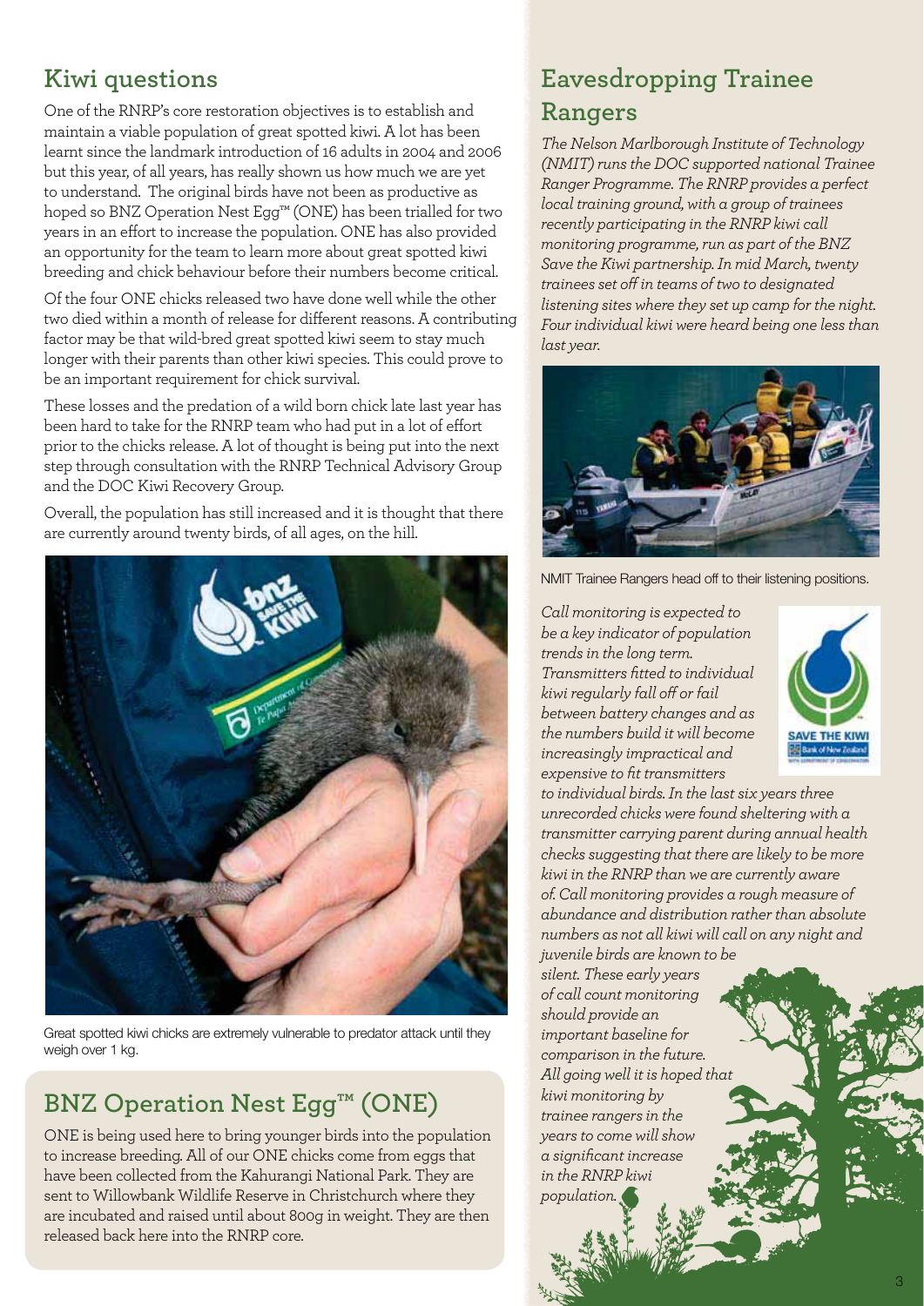## Kiwi questions

One of the RNRP's core restoration objectives is to establish and maintain a viable population of great spotted kiwi. A lot has been learnt since the landmark introduction of 16 adults in 2004 and 2006 but this year, of all years, has really shown us how much we are yet to understand. The original birds have not been as productive as hoped so BNZ Operation Nest Egg™ (ONE) has been trialled for two years in an effort to increase the population. ONE has also provided an opportunity for the team to learn more about great spotted kiwi breeding and chick behaviour before their numbers become critical.

Of the four ONE chicks released two have done well while the other two died within a month of release for different reasons. A contributing factor may be that wild-bred great spotted kiwi seem to stay much longer with their parents than other kiwi species. This could prove to be an important requirement for chick survival.

These losses and the predation of a wild born chick late last year has been hard to take for the RNRP team who had put in a lot of effort prior to the chicks release. A lot of thought is being put into the next step through consultation with the RNRP Technical Advisory Group and the DOC Kiwi Recovery Group.

Overall, the population has still increased and it is thought that there are currently around twenty birds, of all ages, on the hill.

Great spotted kiwi chicks are extremely vulnerable to predator attack until they weigh over 1 kg.

## BNZ Operation Nest Egg™ (ONE)

ONE is being used here to bring younger birds into the population to increase breeding. All of our ONE chicks come from eggs that have been collected from the Kahurangi National Park. They are sent to Willowbank Wildlife Reserve in Christchurch where they are incubated and raised until about 800g in weight. They are then released back here into the RNRP core.

## Eavesdropping Trainee Rangers

*The Nelson Marlborough Institute of Technology (NMIT) runs the DOC supported national Trainee Ranger Programme. The RNRP provides a perfect local training ground, with a group of trainees recently participating in the RNRP kiwi call monitoring programme, run as part of the BNZ Save the Kiwi partnership. In mid March, twenty trainees set off in teams of two to designated listening sites where they set up camp for the night. Four individual kiwi were heard being one less than last year.*

NMIT Trainee Rangers head off to their listening positions.

*Call monitoring is expected to be a key indicator of population trends in the long term. Transmitters fitted to individual kiwi regularly fall off or fail between battery changes and as the numbers build it will become increasingly impractical and expensive to fit transmitters to individual birds. In the last six years three unrecorded chicks were found sheltering with a transmitter carrying parent during annual health checks suggesting that there are likely to be more kiwi in the RNRP than we are currently aware of. Call monitoring provides a rough measure of abundance and distribution rather than absolute numbers as not all kiwi will call on any night and juvenile birds are known to be silent. These early years of call count monitoring should provide an important baseline for comparison in the future. All going well it is hoped that kiwi monitoring by trainee rangers in the years to come will show a significant increase in the RNRP kiwi population.*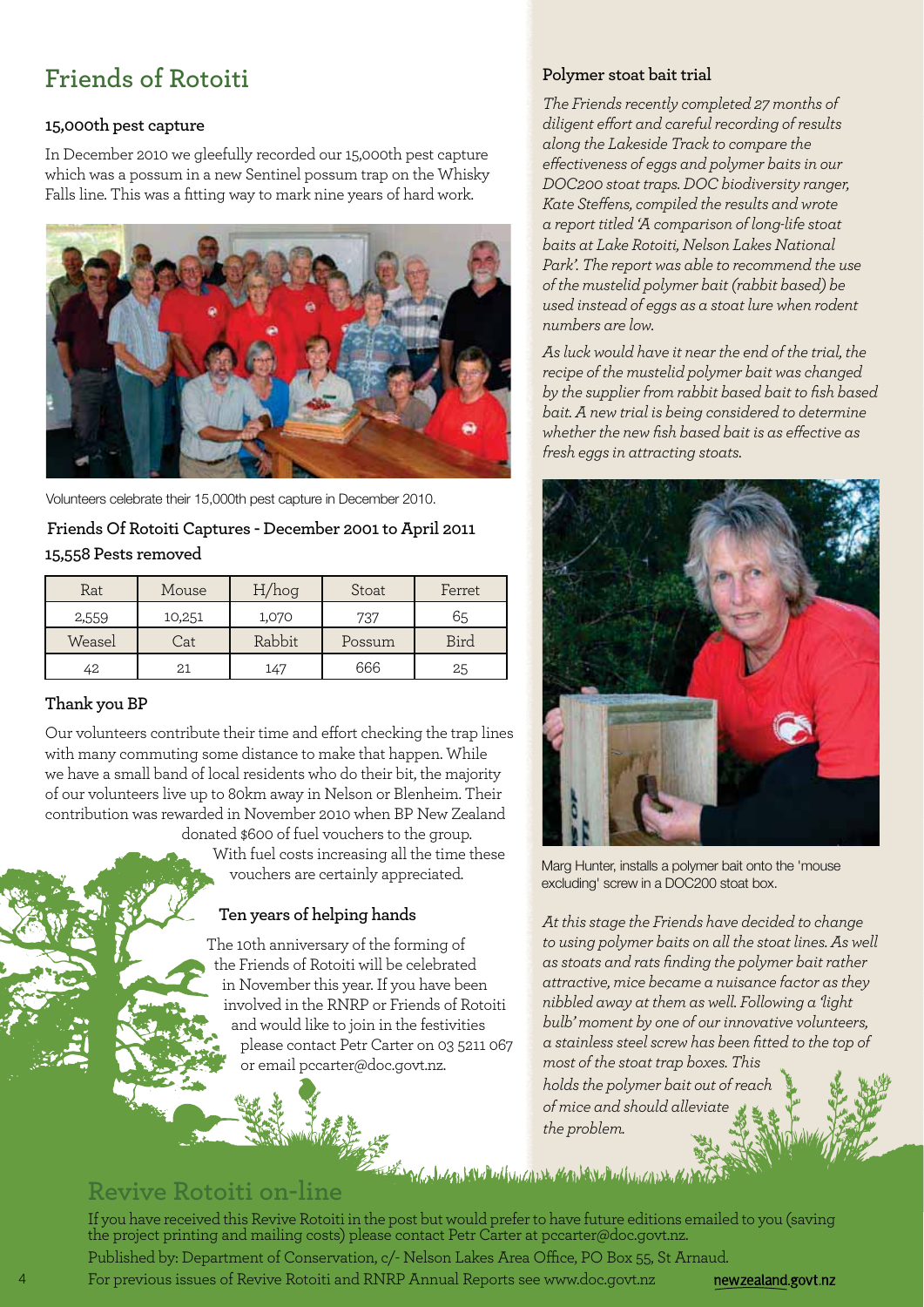# Friends of Rotoiti

### 15,000th pest capture

In December 2010 we gleefully recorded our 15,000th pest capture which was a possum in a new Sentinel possum trap on the Whisky Falls line. This was a fitting way to mark nine years of hard work.

Volunteers celebrate their 15,000th pest capture in December 2010.

### Friends Of Rotoiti Captures - December 2001 to April 2011

**15,558 Pests removed**

| Rat | Mouse | H/hog | Stoat | Ferret |
|---|---|---|---|---|
| 2,559 | 10,251 | 1,070 | 737 | 65 |
| Weasel | Cat | Rabbit | Possum | Bird |
| 42 | 21 | 147 | 666 | 25 |

### Thank you BP

Our volunteers contribute their time and effort checking the trap lines with many commuting some distance to make that happen. While we have a small band of local residents who do their bit, the majority of our volunteers live up to 80km away in Nelson or Blenheim. Their contribution was rewarded in November 2010 when BP New Zealand donated $600 of fuel vouchers to the group. With fuel costs increasing all the time these vouchers are certainly appreciated.

### Ten years of helping hands

The 10th anniversary of the forming of the Friends of Rotoiti will be celebrated in November this year. If you have been involved in the RNRP or Friends of Rotoiti and would like to join in the festivities please contact Petr Carter on 03 5211 067 or email pccarter@doc.govt.nz.

### Polymer stoat bait trial

*The Friends recently completed 27 months of diligent effort and careful recording of results along the Lakeside Track to compare the effectiveness of eggs and polymer baits in our DOC200 stoat traps. DOC biodiversity ranger, Kate Steffens, compiled the results and wrote a report titled 'A comparison of long-life stoat baits at Lake Rotoiti, Nelson Lakes National Park'. The report was able to recommend the use of the mustelid polymer bait (rabbit based) be used instead of eggs as a stoat lure when rodent numbers are low.*

*As luck would have it near the end of the trial, the recipe of the mustelid polymer bait was changed by the supplier from rabbit based bait to fish based bait. A new trial is being considered to determine whether the new fish based bait is as effective as fresh eggs in attracting stoats.*

Marg Hunter, installs a polymer bait onto the 'mouse excluding' screw in a DOC200 stoat box.

*At this stage the Friends have decided to change to using polymer baits on all the stoat lines. As well as stoats and rats finding the polymer bait rather attractive, mice became a nuisance factor as they nibbled away at them as well. Following a 'light bulb' moment by one of our innovative volunteers, a stainless steel screw has been fitted to the top of most of the stoat trap boxes. This holds the polymer bait out of reach of mice and should alleviate the problem.*

## Revive Rotoiti on-line

If you have received this Revive Rotoiti in the post but would prefer to have future editions emailed to you (saving the project printing and mailing costs) please contact Petr Carter at pccarter@doc.govt.nz.

Published by: Department of Conservation, c/- Nelson Lakes Area Office, PO Box 55, St Arnaud.

For previous issues of Revive Rotoiti and RNRP Annual Reports see www.doc.govt.nz

newzealand.govt.nz